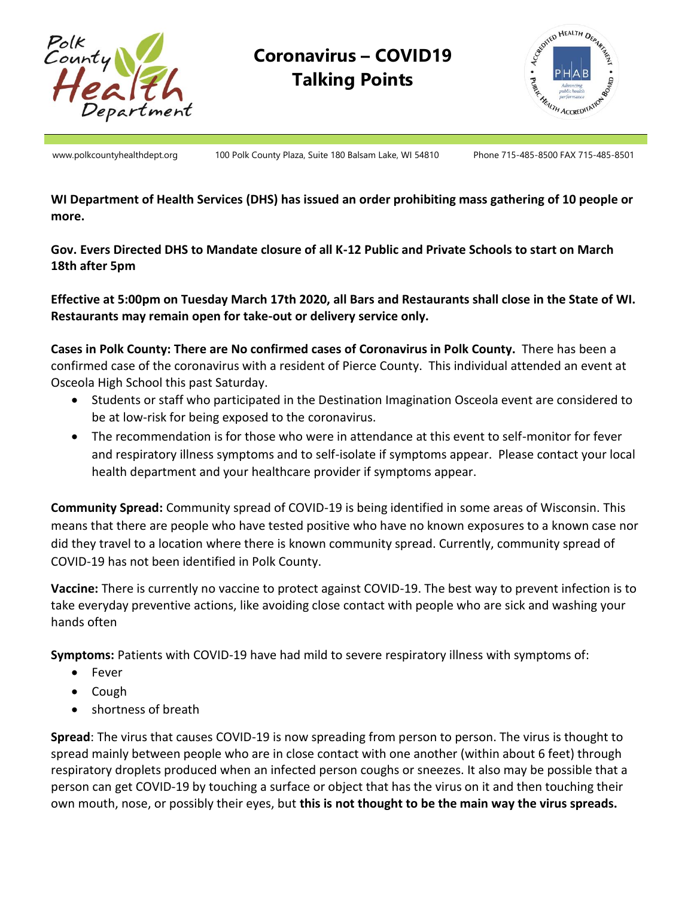# Coronavirus – COVID19 Talking Points

www.polkcountyhealthdept.org 100 Polk County Plaza, Suite 180 Balsam Lake, WI 54810 Phone 715-485-8500 FAX 715-485-8501

**WI Department of Health Services (DHS) has issued an order prohibiting mass gathering of 10 people or more.**

**Gov. Evers Directed DHS to Mandate closure of all K-12 Public and Private Schools to start on March 18th after 5pm**

**Effective at 5:00pm on Tuesday March 17th 2020, all Bars and Restaurants shall close in the State of WI. Restaurants may remain open for take-out or delivery service only.**

**Cases in Polk County: There are No confirmed cases of Coronavirus in Polk County.** There has been a confirmed case of the coronavirus with a resident of Pierce County. This individual attended an event at Osceola High School this past Saturday.

- Students or staff who participated in the Destination Imagination Osceola event are considered to be at low-risk for being exposed to the coronavirus.
- The recommendation is for those who were in attendance at this event to self-monitor for fever and respiratory illness symptoms and to self-isolate if symptoms appear. Please contact your local health department and your healthcare provider if symptoms appear.

**Community Spread:** Community spread of COVID-19 is being identified in some areas of Wisconsin. This means that there are people who have tested positive who have no known exposures to a known case nor did they travel to a location where there is known community spread. Currently, community spread of COVID-19 has not been identified in Polk County.

**Vaccine:** There is currently no vaccine to protect against COVID-19. The best way to prevent infection is to take everyday preventive actions, like avoiding close contact with people who are sick and washing your hands often

**Symptoms:** Patients with COVID-19 have had mild to severe respiratory illness with symptoms of:

- Fever
- Cough
- shortness of breath

**Spread**: The virus that causes COVID-19 is now spreading from person to person. The virus is thought to spread mainly between people who are in close contact with one another (within about 6 feet) through respiratory droplets produced when an infected person coughs or sneezes. It also may be possible that a person can get COVID-19 by touching a surface or object that has the virus on it and then touching their own mouth, nose, or possibly their eyes, but **this is not thought to be the main way the virus spreads.**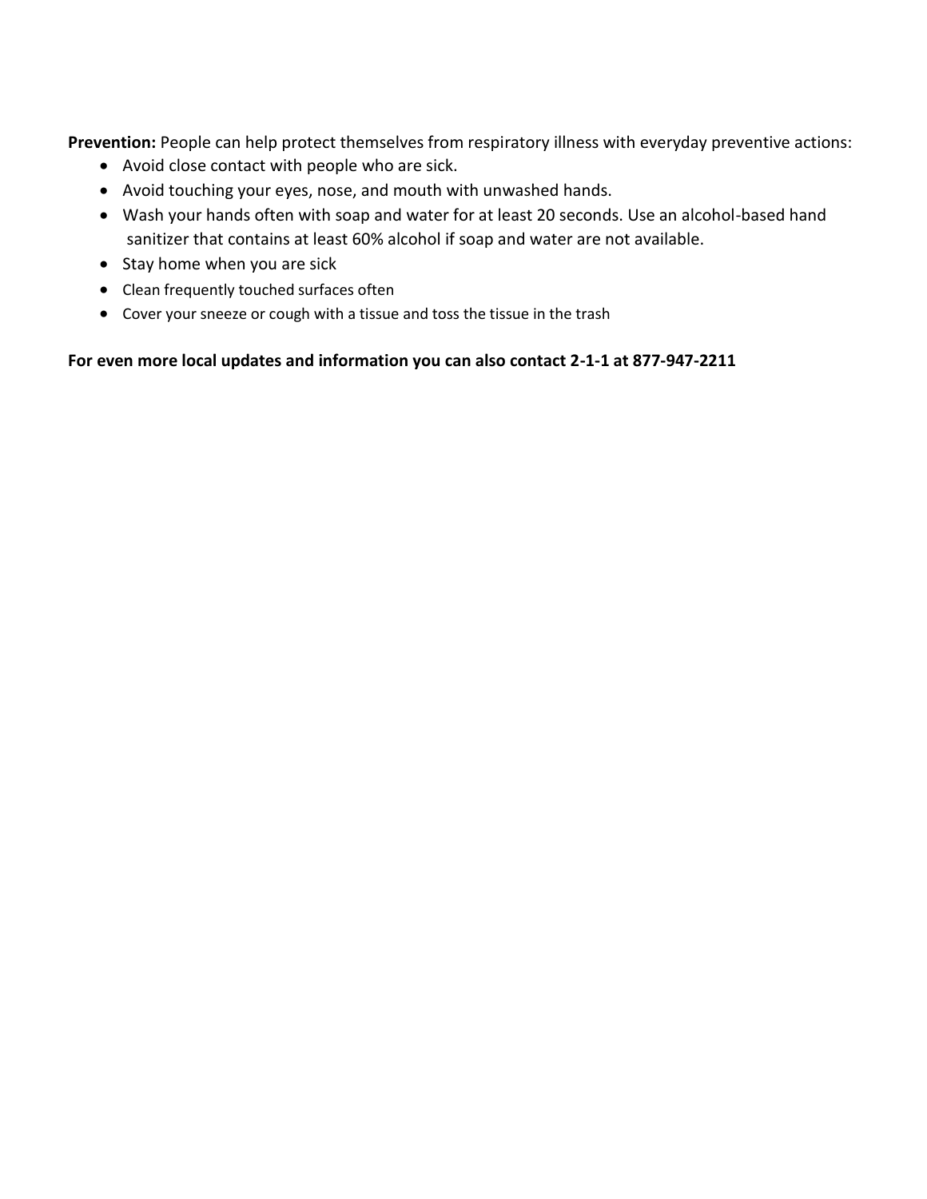**Prevention:** People can help protect themselves from respiratory illness with everyday preventive actions:

- Avoid close contact with people who are sick.
- Avoid touching your eyes, nose, and mouth with unwashed hands.
- Wash your hands often with soap and water for at least 20 seconds. Use an alcohol-based hand sanitizer that contains at least 60% alcohol if soap and water are not available.
- Stay home when you are sick
- Clean frequently touched surfaces often
- Cover your sneeze or cough with a tissue and toss the tissue in the trash

**For even more local updates and information you can also contact 2-1-1 at 877-947-2211**